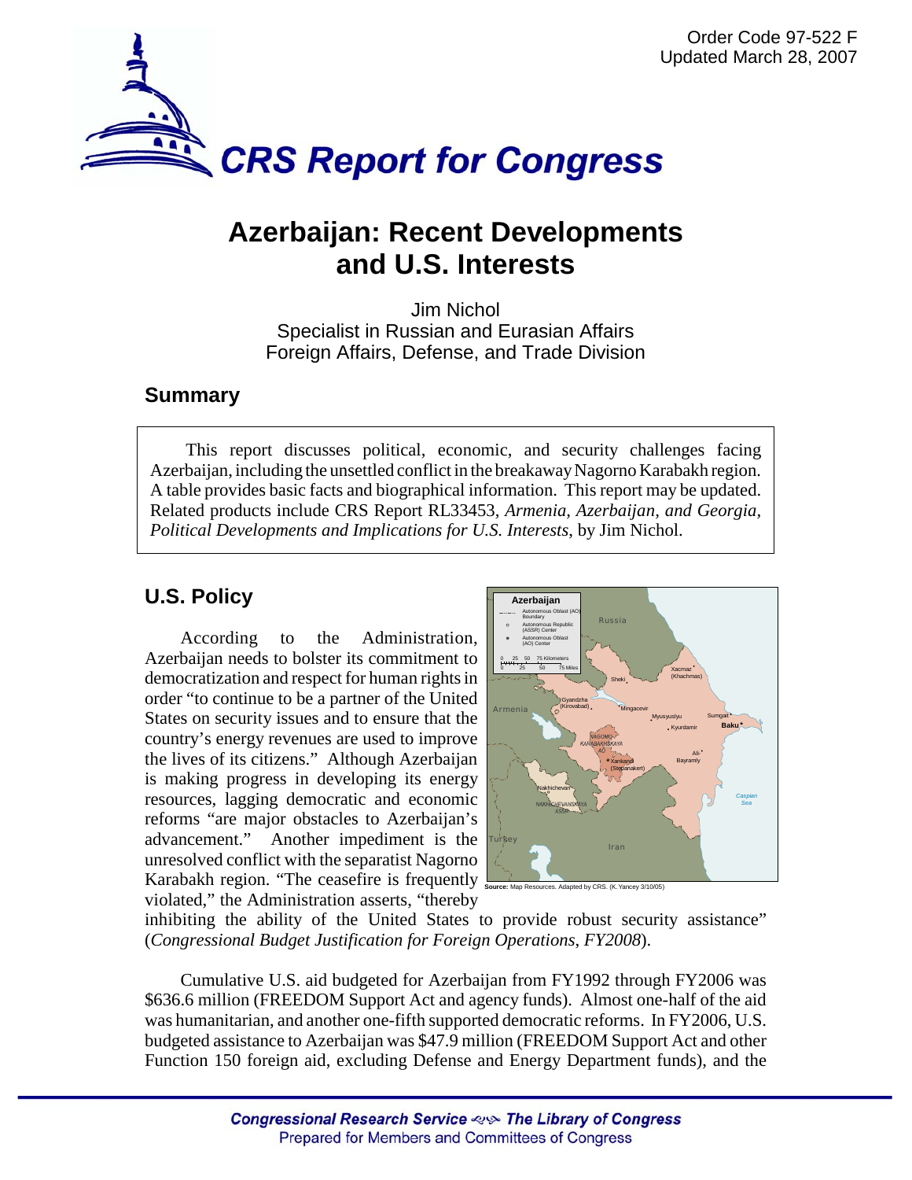Order Code 97-522 F
Updated March 28, 2007

# CRS Report for Congress

# Azerbaijan: Recent Developments and U.S. Interests

Jim Nichol
Specialist in Russian and Eurasian Affairs
Foreign Affairs, Defense, and Trade Division

## Summary

This report discusses political, economic, and security challenges facing Azerbaijan, including the unsettled conflict in the breakaway Nagorno Karabakh region. A table provides basic facts and biographical information. This report may be updated. Related products include CRS Report RL33453, *Armenia, Azerbaijan, and Georgia, Political Developments and Implications for U.S. Interests*, by Jim Nichol.

## U.S. Policy

According to the Administration, Azerbaijan needs to bolster its commitment to democratization and respect for human rights in order "to continue to be a partner of the United States on security issues and to ensure that the country's energy revenues are used to improve the lives of its citizens." Although Azerbaijan is making progress in developing its energy resources, lagging democratic and economic reforms "are major obstacles to Azerbaijan's advancement." Another impediment is the unresolved conflict with the separatist Nagorno Karabakh region. "The ceasefire is frequently violated," the Administration asserts, "thereby inhibiting the ability of the United States to provide robust security assistance" (*Congressional Budget Justification for Foreign Operations, FY2008*).

**Source:** Map Resources. Adapted by CRS. (K. Yancey 3/10/05)

Cumulative U.S. aid budgeted for Azerbaijan from FY1992 through FY2006 was $636.6 million (FREEDOM Support Act and agency funds). Almost one-half of the aid was humanitarian, and another one-fifth supported democratic reforms. In FY2006, U.S. budgeted assistance to Azerbaijan was $47.9 million (FREEDOM Support Act and other Function 150 foreign aid, excluding Defense and Energy Department funds), and the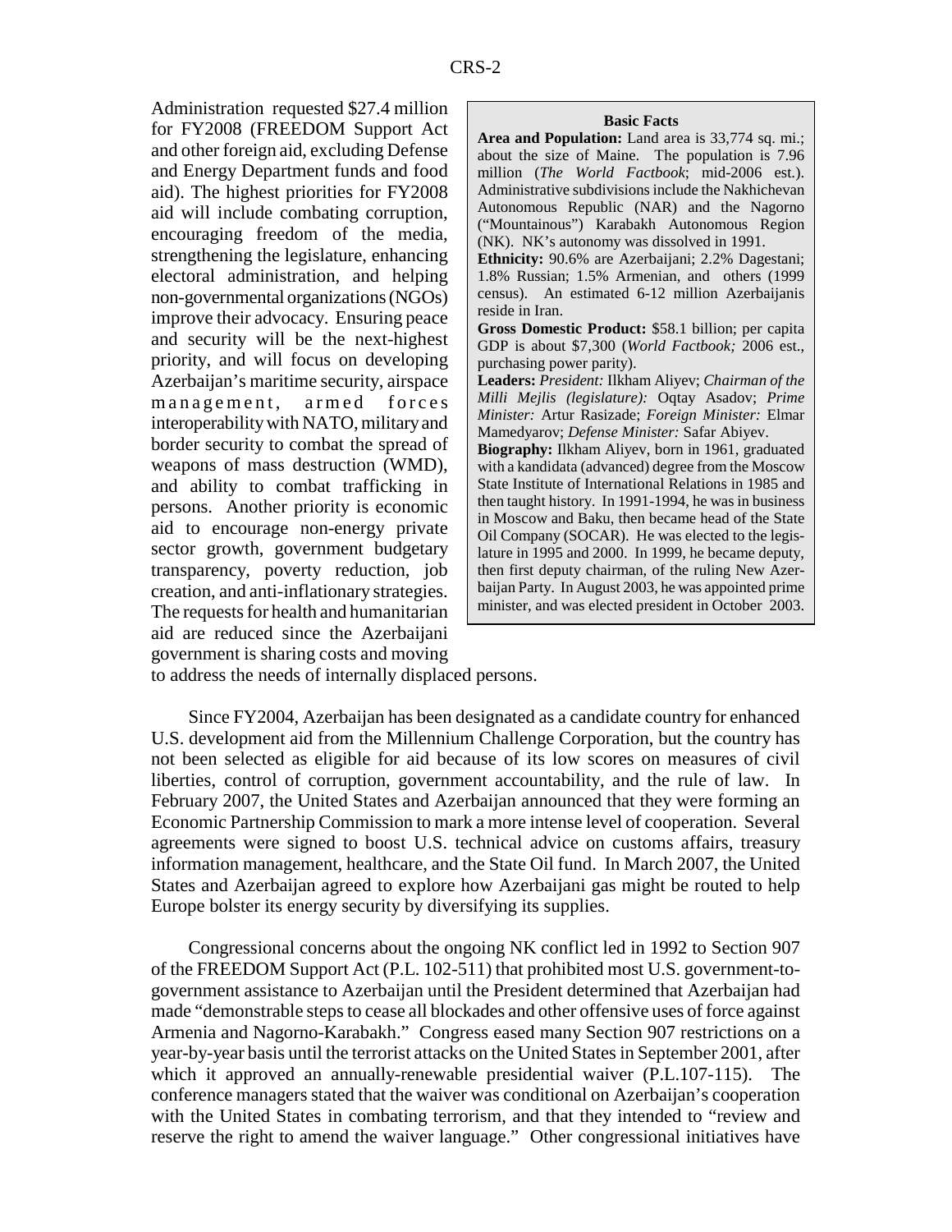Administration requested $27.4 million for FY2008 (FREEDOM Support Act and other foreign aid, excluding Defense and Energy Department funds and food aid). The highest priorities for FY2008 aid will include combating corruption, encouraging freedom of the media, strengthening the legislature, enhancing electoral administration, and helping non-governmental organizations (NGOs) improve their advocacy. Ensuring peace and security will be the next-highest priority, and will focus on developing Azerbaijan's maritime security, airspace management, armed forces interoperability with NATO, military and border security to combat the spread of weapons of mass destruction (WMD), and ability to combat trafficking in persons. Another priority is economic aid to encourage non-energy private sector growth, government budgetary transparency, poverty reduction, job creation, and anti-inflationary strategies. The requests for health and humanitarian aid are reduced since the Azerbaijani government is sharing costs and moving to address the needs of internally displaced persons.

> **Basic Facts**
>
> **Area and Population:** Land area is 33,774 sq. mi.; about the size of Maine. The population is 7.96 million (*The World Factbook*; mid-2006 est.). Administrative subdivisions include the Nakhichevan Autonomous Republic (NAR) and the Nagorno ("Mountainous") Karabakh Autonomous Region (NK). NK's autonomy was dissolved in 1991.
>
> **Ethnicity:** 90.6% are Azerbaijani; 2.2% Dagestani; 1.8% Russian; 1.5% Armenian, and others (1999 census). An estimated 6-12 million Azerbaijanis reside in Iran.
>
> **Gross Domestic Product:** $58.1 billion; per capita GDP is about $7,300 (*World Factbook;* 2006 est., purchasing power parity).
>
> **Leaders:** *President:* Ilkham Aliyev; *Chairman of the Milli Mejlis (legislature):* Oqtay Asadov; *Prime Minister:* Artur Rasizade; *Foreign Minister:* Elmar Mamedyarov; *Defense Minister:* Safar Abiyev.
>
> **Biography:** Ilkham Aliyev, born in 1961, graduated with a kandidata (advanced) degree from the Moscow State Institute of International Relations in 1985 and then taught history. In 1991-1994, he was in business in Moscow and Baku, then became head of the State Oil Company (SOCAR). He was elected to the legislature in 1995 and 2000. In 1999, he became deputy, then first deputy chairman, of the ruling New Azerbaijan Party. In August 2003, he was appointed prime minister, and was elected president in October 2003.

Since FY2004, Azerbaijan has been designated as a candidate country for enhanced U.S. development aid from the Millennium Challenge Corporation, but the country has not been selected as eligible for aid because of its low scores on measures of civil liberties, control of corruption, government accountability, and the rule of law. In February 2007, the United States and Azerbaijan announced that they were forming an Economic Partnership Commission to mark a more intense level of cooperation. Several agreements were signed to boost U.S. technical advice on customs affairs, treasury information management, healthcare, and the State Oil fund. In March 2007, the United States and Azerbaijan agreed to explore how Azerbaijani gas might be routed to help Europe bolster its energy security by diversifying its supplies.

Congressional concerns about the ongoing NK conflict led in 1992 to Section 907 of the FREEDOM Support Act (P.L. 102-511) that prohibited most U.S. government-to-government assistance to Azerbaijan until the President determined that Azerbaijan had made "demonstrable steps to cease all blockades and other offensive uses of force against Armenia and Nagorno-Karabakh." Congress eased many Section 907 restrictions on a year-by-year basis until the terrorist attacks on the United States in September 2001, after which it approved an annually-renewable presidential waiver (P.L.107-115). The conference managers stated that the waiver was conditional on Azerbaijan's cooperation with the United States in combating terrorism, and that they intended to "review and reserve the right to amend the waiver language." Other congressional initiatives have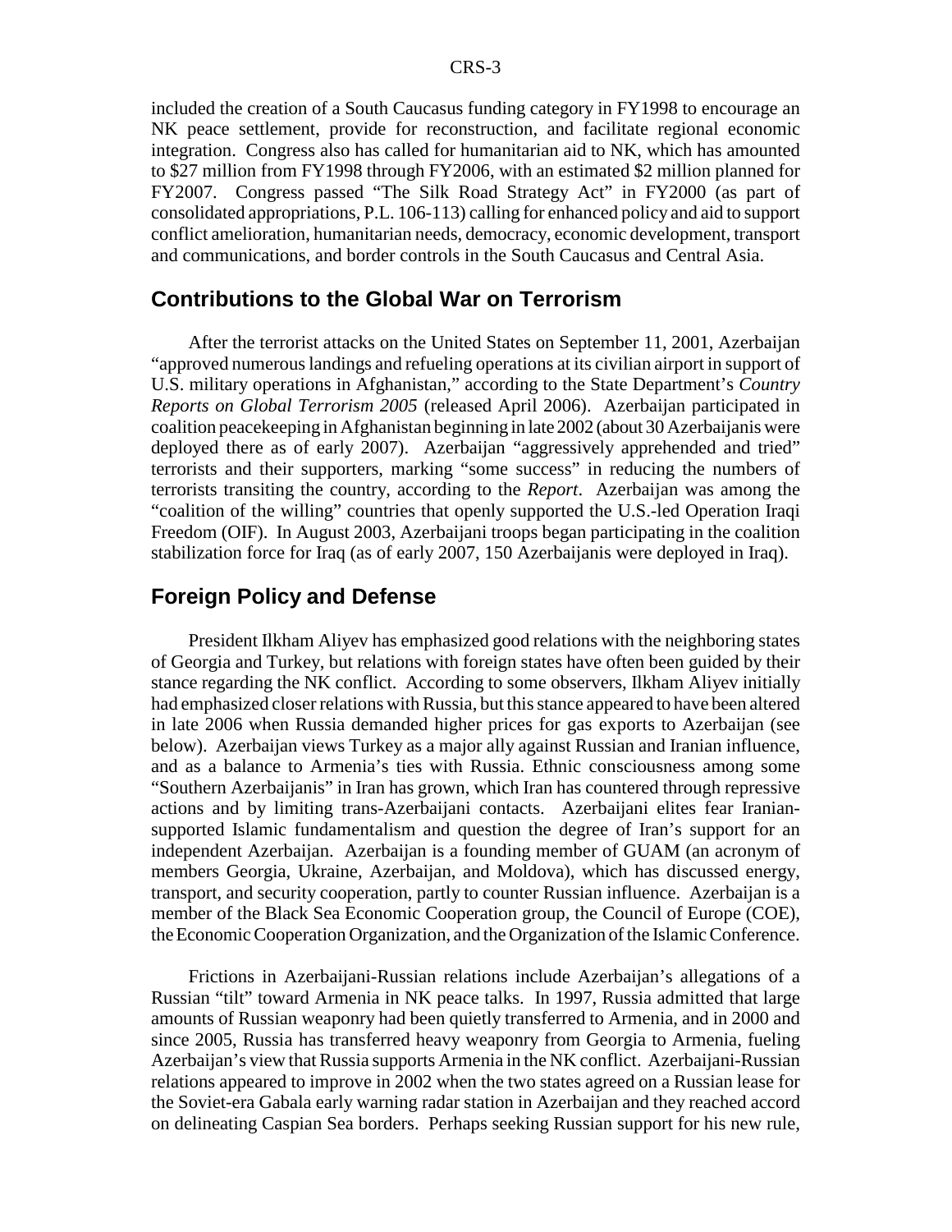included the creation of a South Caucasus funding category in FY1998 to encourage an NK peace settlement, provide for reconstruction, and facilitate regional economic integration. Congress also has called for humanitarian aid to NK, which has amounted to $27 million from FY1998 through FY2006, with an estimated $2 million planned for FY2007. Congress passed "The Silk Road Strategy Act" in FY2000 (as part of consolidated appropriations, P.L. 106-113) calling for enhanced policy and aid to support conflict amelioration, humanitarian needs, democracy, economic development, transport and communications, and border controls in the South Caucasus and Central Asia.

## Contributions to the Global War on Terrorism

After the terrorist attacks on the United States on September 11, 2001, Azerbaijan "approved numerous landings and refueling operations at its civilian airport in support of U.S. military operations in Afghanistan," according to the State Department's *Country Reports on Global Terrorism 2005* (released April 2006). Azerbaijan participated in coalition peacekeeping in Afghanistan beginning in late 2002 (about 30 Azerbaijanis were deployed there as of early 2007). Azerbaijan "aggressively apprehended and tried" terrorists and their supporters, marking "some success" in reducing the numbers of terrorists transiting the country, according to the *Report*. Azerbaijan was among the "coalition of the willing" countries that openly supported the U.S.-led Operation Iraqi Freedom (OIF). In August 2003, Azerbaijani troops began participating in the coalition stabilization force for Iraq (as of early 2007, 150 Azerbaijanis were deployed in Iraq).

## Foreign Policy and Defense

President Ilkham Aliyev has emphasized good relations with the neighboring states of Georgia and Turkey, but relations with foreign states have often been guided by their stance regarding the NK conflict. According to some observers, Ilkham Aliyev initially had emphasized closer relations with Russia, but this stance appeared to have been altered in late 2006 when Russia demanded higher prices for gas exports to Azerbaijan (see below). Azerbaijan views Turkey as a major ally against Russian and Iranian influence, and as a balance to Armenia's ties with Russia. Ethnic consciousness among some "Southern Azerbaijanis" in Iran has grown, which Iran has countered through repressive actions and by limiting trans-Azerbaijani contacts. Azerbaijani elites fear Iranian-supported Islamic fundamentalism and question the degree of Iran's support for an independent Azerbaijan. Azerbaijan is a founding member of GUAM (an acronym of members Georgia, Ukraine, Azerbaijan, and Moldova), which has discussed energy, transport, and security cooperation, partly to counter Russian influence. Azerbaijan is a member of the Black Sea Economic Cooperation group, the Council of Europe (COE), the Economic Cooperation Organization, and the Organization of the Islamic Conference.

Frictions in Azerbaijani-Russian relations include Azerbaijan's allegations of a Russian "tilt" toward Armenia in NK peace talks. In 1997, Russia admitted that large amounts of Russian weaponry had been quietly transferred to Armenia, and in 2000 and since 2005, Russia has transferred heavy weaponry from Georgia to Armenia, fueling Azerbaijan's view that Russia supports Armenia in the NK conflict. Azerbaijani-Russian relations appeared to improve in 2002 when the two states agreed on a Russian lease for the Soviet-era Gabala early warning radar station in Azerbaijan and they reached accord on delineating Caspian Sea borders. Perhaps seeking Russian support for his new rule,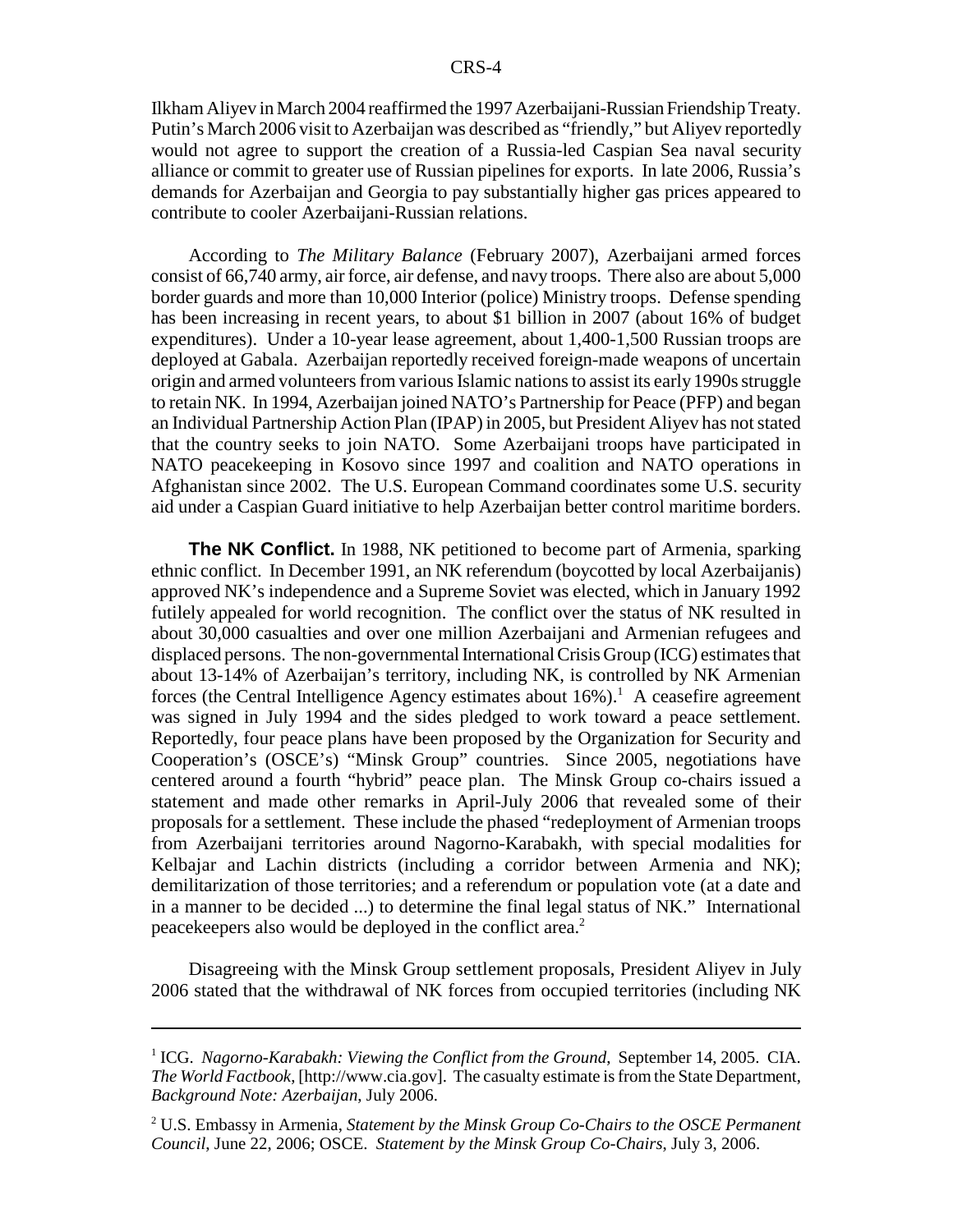Ilkham Aliyev in March 2004 reaffirmed the 1997 Azerbaijani-Russian Friendship Treaty. Putin's March 2006 visit to Azerbaijan was described as "friendly," but Aliyev reportedly would not agree to support the creation of a Russia-led Caspian Sea naval security alliance or commit to greater use of Russian pipelines for exports. In late 2006, Russia's demands for Azerbaijan and Georgia to pay substantially higher gas prices appeared to contribute to cooler Azerbaijani-Russian relations.

According to *The Military Balance* (February 2007), Azerbaijani armed forces consist of 66,740 army, air force, air defense, and navy troops. There also are about 5,000 border guards and more than 10,000 Interior (police) Ministry troops. Defense spending has been increasing in recent years, to about $1 billion in 2007 (about 16% of budget expenditures). Under a 10-year lease agreement, about 1,400-1,500 Russian troops are deployed at Gabala. Azerbaijan reportedly received foreign-made weapons of uncertain origin and armed volunteers from various Islamic nations to assist its early 1990s struggle to retain NK. In 1994, Azerbaijan joined NATO's Partnership for Peace (PFP) and began an Individual Partnership Action Plan (IPAP) in 2005, but President Aliyev has not stated that the country seeks to join NATO. Some Azerbaijani troops have participated in NATO peacekeeping in Kosovo since 1997 and coalition and NATO operations in Afghanistan since 2002. The U.S. European Command coordinates some U.S. security aid under a Caspian Guard initiative to help Azerbaijan better control maritime borders.

**The NK Conflict.** In 1988, NK petitioned to become part of Armenia, sparking ethnic conflict. In December 1991, an NK referendum (boycotted by local Azerbaijanis) approved NK's independence and a Supreme Soviet was elected, which in January 1992 futilely appealed for world recognition. The conflict over the status of NK resulted in about 30,000 casualties and over one million Azerbaijani and Armenian refugees and displaced persons. The non-governmental International Crisis Group (ICG) estimates that about 13-14% of Azerbaijan's territory, including NK, is controlled by NK Armenian forces (the Central Intelligence Agency estimates about 16%).[1] A ceasefire agreement was signed in July 1994 and the sides pledged to work toward a peace settlement. Reportedly, four peace plans have been proposed by the Organization for Security and Cooperation's (OSCE's) "Minsk Group" countries. Since 2005, negotiations have centered around a fourth "hybrid" peace plan. The Minsk Group co-chairs issued a statement and made other remarks in April-July 2006 that revealed some of their proposals for a settlement. These include the phased "redeployment of Armenian troops from Azerbaijani territories around Nagorno-Karabakh, with special modalities for Kelbajar and Lachin districts (including a corridor between Armenia and NK); demilitarization of those territories; and a referendum or population vote (at a date and in a manner to be decided ...) to determine the final legal status of NK." International peacekeepers also would be deployed in the conflict area.[2]

Disagreeing with the Minsk Group settlement proposals, President Aliyev in July 2006 stated that the withdrawal of NK forces from occupied territories (including NK

---

[1] ICG. *Nagorno-Karabakh: Viewing the Conflict from the Ground*, September 14, 2005. CIA. *The World Factbook*, [http://www.cia.gov]. The casualty estimate is from the State Department, *Background Note: Azerbaijan*, July 2006.

[2] U.S. Embassy in Armenia, *Statement by the Minsk Group Co-Chairs to the OSCE Permanent Council*, June 22, 2006; OSCE. *Statement by the Minsk Group Co-Chairs*, July 3, 2006.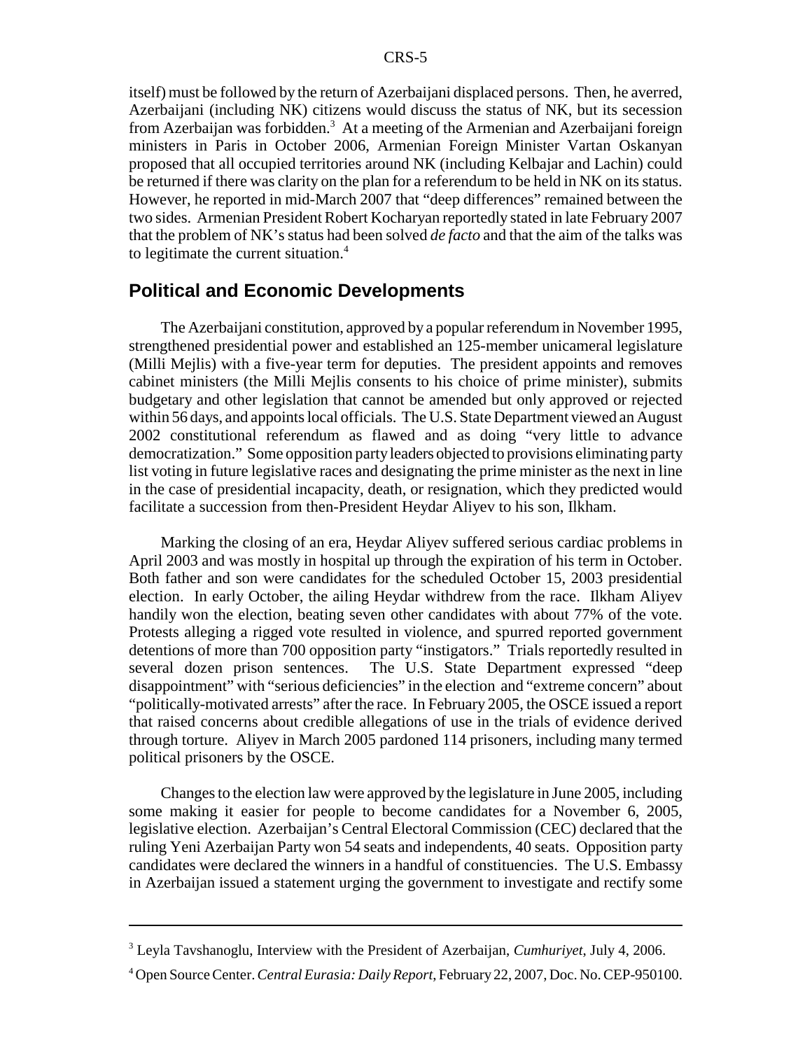itself) must be followed by the return of Azerbaijani displaced persons. Then, he averred, Azerbaijani (including NK) citizens would discuss the status of NK, but its secession from Azerbaijan was forbidden.[3] At a meeting of the Armenian and Azerbaijani foreign ministers in Paris in October 2006, Armenian Foreign Minister Vartan Oskanyan proposed that all occupied territories around NK (including Kelbajar and Lachin) could be returned if there was clarity on the plan for a referendum to be held in NK on its status. However, he reported in mid-March 2007 that "deep differences" remained between the two sides. Armenian President Robert Kocharyan reportedly stated in late February 2007 that the problem of NK's status had been solved *de facto* and that the aim of the talks was to legitimate the current situation.[4]

## Political and Economic Developments

The Azerbaijani constitution, approved by a popular referendum in November 1995, strengthened presidential power and established an 125-member unicameral legislature (Milli Mejlis) with a five-year term for deputies. The president appoints and removes cabinet ministers (the Milli Mejlis consents to his choice of prime minister), submits budgetary and other legislation that cannot be amended but only approved or rejected within 56 days, and appoints local officials. The U.S. State Department viewed an August 2002 constitutional referendum as flawed and as doing "very little to advance democratization." Some opposition party leaders objected to provisions eliminating party list voting in future legislative races and designating the prime minister as the next in line in the case of presidential incapacity, death, or resignation, which they predicted would facilitate a succession from then-President Heydar Aliyev to his son, Ilkham.

Marking the closing of an era, Heydar Aliyev suffered serious cardiac problems in April 2003 and was mostly in hospital up through the expiration of his term in October. Both father and son were candidates for the scheduled October 15, 2003 presidential election. In early October, the ailing Heydar withdrew from the race. Ilkham Aliyev handily won the election, beating seven other candidates with about 77% of the vote. Protests alleging a rigged vote resulted in violence, and spurred reported government detentions of more than 700 opposition party "instigators." Trials reportedly resulted in several dozen prison sentences. The U.S. State Department expressed "deep disappointment" with "serious deficiencies" in the election and "extreme concern" about "politically-motivated arrests" after the race. In February 2005, the OSCE issued a report that raised concerns about credible allegations of use in the trials of evidence derived through torture. Aliyev in March 2005 pardoned 114 prisoners, including many termed political prisoners by the OSCE.

Changes to the election law were approved by the legislature in June 2005, including some making it easier for people to become candidates for a November 6, 2005, legislative election. Azerbaijan's Central Electoral Commission (CEC) declared that the ruling Yeni Azerbaijan Party won 54 seats and independents, 40 seats. Opposition party candidates were declared the winners in a handful of constituencies. The U.S. Embassy in Azerbaijan issued a statement urging the government to investigate and rectify some

---

[3] Leyla Tavshanoglu, Interview with the President of Azerbaijan, *Cumhuriyet*, July 4, 2006.

[4] Open Source Center. *Central Eurasia: Daily Report*, February 22, 2007, Doc. No. CEP-950100.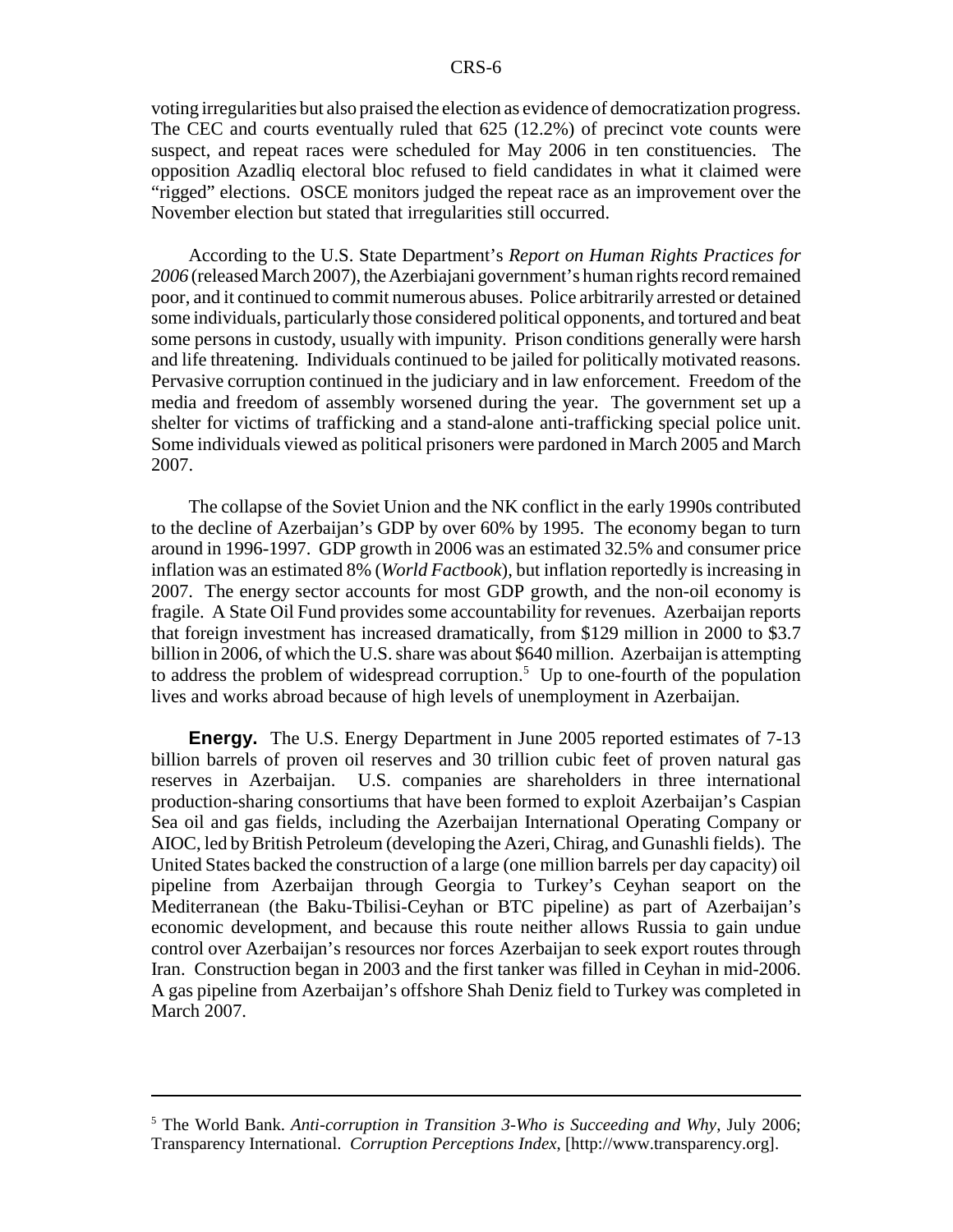voting irregularities but also praised the election as evidence of democratization progress. The CEC and courts eventually ruled that 625 (12.2%) of precinct vote counts were suspect, and repeat races were scheduled for May 2006 in ten constituencies. The opposition Azadliq electoral bloc refused to field candidates in what it claimed were "rigged" elections. OSCE monitors judged the repeat race as an improvement over the November election but stated that irregularities still occurred.

According to the U.S. State Department's *Report on Human Rights Practices for 2006* (released March 2007), the Azerbiajani government's human rights record remained poor, and it continued to commit numerous abuses. Police arbitrarily arrested or detained some individuals, particularly those considered political opponents, and tortured and beat some persons in custody, usually with impunity. Prison conditions generally were harsh and life threatening. Individuals continued to be jailed for politically motivated reasons. Pervasive corruption continued in the judiciary and in law enforcement. Freedom of the media and freedom of assembly worsened during the year. The government set up a shelter for victims of trafficking and a stand-alone anti-trafficking special police unit. Some individuals viewed as political prisoners were pardoned in March 2005 and March 2007.

The collapse of the Soviet Union and the NK conflict in the early 1990s contributed to the decline of Azerbaijan's GDP by over 60% by 1995. The economy began to turn around in 1996-1997. GDP growth in 2006 was an estimated 32.5% and consumer price inflation was an estimated 8% (*World Factbook*), but inflation reportedly is increasing in 2007. The energy sector accounts for most GDP growth, and the non-oil economy is fragile. A State Oil Fund provides some accountability for revenues. Azerbaijan reports that foreign investment has increased dramatically, from $129 million in 2000 to $3.7 billion in 2006, of which the U.S. share was about $640 million. Azerbaijan is attempting to address the problem of widespread corruption.[5] Up to one-fourth of the population lives and works abroad because of high levels of unemployment in Azerbaijan.

**Energy.** The U.S. Energy Department in June 2005 reported estimates of 7-13 billion barrels of proven oil reserves and 30 trillion cubic feet of proven natural gas reserves in Azerbaijan. U.S. companies are shareholders in three international production-sharing consortiums that have been formed to exploit Azerbaijan's Caspian Sea oil and gas fields, including the Azerbaijan International Operating Company or AIOC, led by British Petroleum (developing the Azeri, Chirag, and Gunashli fields). The United States backed the construction of a large (one million barrels per day capacity) oil pipeline from Azerbaijan through Georgia to Turkey's Ceyhan seaport on the Mediterranean (the Baku-Tbilisi-Ceyhan or BTC pipeline) as part of Azerbaijan's economic development, and because this route neither allows Russia to gain undue control over Azerbaijan's resources nor forces Azerbaijan to seek export routes through Iran. Construction began in 2003 and the first tanker was filled in Ceyhan in mid-2006. A gas pipeline from Azerbaijan's offshore Shah Deniz field to Turkey was completed in March 2007.

---

[5] The World Bank. *Anti-corruption in Transition 3-Who is Succeeding and Why*, July 2006; Transparency International. *Corruption Perceptions Index*, [http://www.transparency.org].